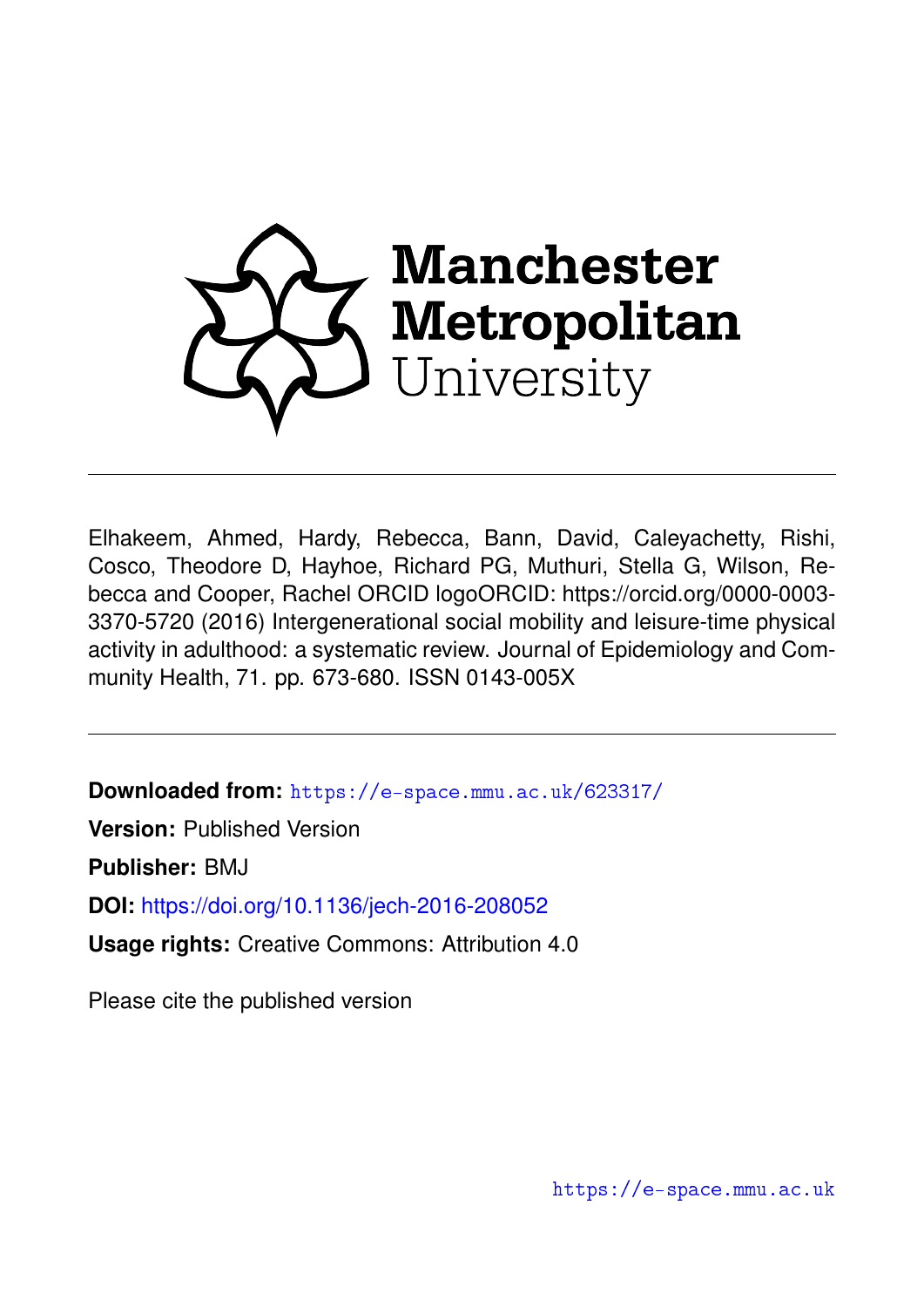Manchester Metropolitan University

---

Elhakeem, Ahmed, Hardy, Rebecca, Bann, David, Caleyachetty, Rishi, Cosco, Theodore D, Hayhoe, Richard PG, Muthuri, Stella G, Wilson, Rebecca and Cooper, Rachel ORCID logoORCID: https://orcid.org/0000-0003-3370-5720 (2016) Intergenerational social mobility and leisure-time physical activity in adulthood: a systematic review. Journal of Epidemiology and Community Health, 71. pp. 673-680. ISSN 0143-005X

---

**Downloaded from:** https://e-space.mmu.ac.uk/623317/

**Version:** Published Version

**Publisher:** BMJ

**DOI:** https://doi.org/10.1136/jech-2016-208052

**Usage rights:** Creative Commons: Attribution 4.0

Please cite the published version

https://e-space.mmu.ac.uk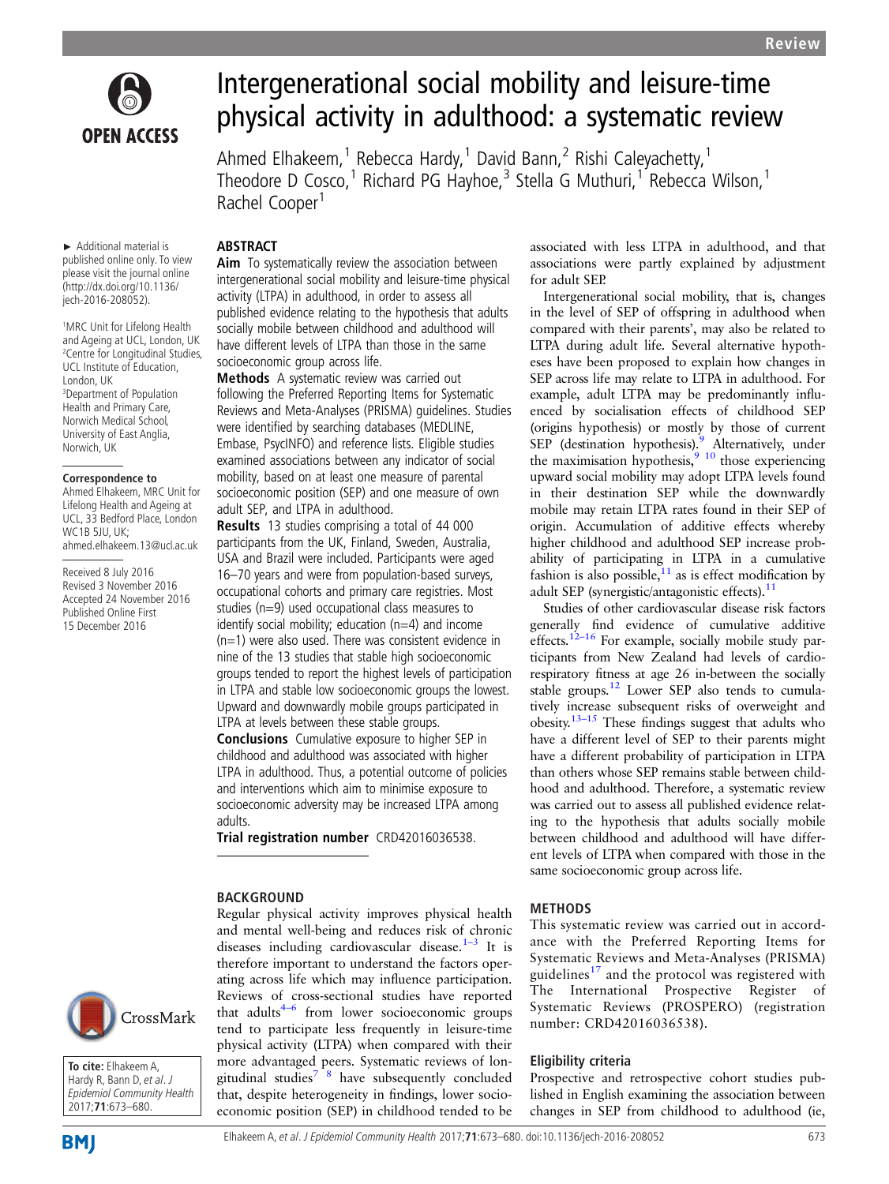# Intergenerational social mobility and leisure-time physical activity in adulthood: a systematic review

Ahmed Elhakeem,[1] Rebecca Hardy,[1] David Bann,[2] Rishi Caleyachetty,[1] Theodore D Cosco,[1] Richard PG Hayhoe,[3] Stella G Muthuri,[1] Rebecca Wilson,[1] Rachel Cooper[1]

► Additional material is published online only. To view please visit the journal online (http://dx.doi.org/10.1136/jech-2016-208052).

[1]MRC Unit for Lifelong Health and Ageing at UCL, London, UK
[2]Centre for Longitudinal Studies, UCL Institute of Education, London, UK
[3]Department of Population Health and Primary Care, Norwich Medical School, University of East Anglia, Norwich, UK

**Correspondence to**
Ahmed Elhakeem, MRC Unit for Lifelong Health and Ageing at UCL, 33 Bedford Place, London WC1B 5JU, UK; ahmed.elhakeem.13@ucl.ac.uk

Received 8 July 2016
Revised 3 November 2016
Accepted 24 November 2016
Published Online First 15 December 2016

**To cite:** Elhakeem A, Hardy R, Bann D, *et al. J Epidemiol Community Health* 2017;**71**:673–680.

## ABSTRACT

**Aim** To systematically review the association between intergenerational social mobility and leisure-time physical activity (LTPA) in adulthood, in order to assess all published evidence relating to the hypothesis that adults socially mobile between childhood and adulthood will have different levels of LTPA than those in the same socioeconomic group across life.

**Methods** A systematic review was carried out following the Preferred Reporting Items for Systematic Reviews and Meta-Analyses (PRISMA) guidelines. Studies were identified by searching databases (MEDLINE, Embase, PsycINFO) and reference lists. Eligible studies examined associations between any indicator of social mobility, based on at least one measure of parental socioeconomic position (SEP) and one measure of own adult SEP, and LTPA in adulthood.

**Results** 13 studies comprising a total of 44 000 participants from the UK, Finland, Sweden, Australia, USA and Brazil were included. Participants were aged 16–70 years and were from population-based surveys, occupational cohorts and primary care registries. Most studies (n=9) used occupational class measures to identify social mobility; education (n=4) and income (n=1) were also used. There was consistent evidence in nine of the 13 studies that stable high socioeconomic groups tended to report the highest levels of participation in LTPA and stable low socioeconomic groups the lowest. Upward and downwardly mobile groups participated in LTPA at levels between these stable groups.

**Conclusions** Cumulative exposure to higher SEP in childhood and adulthood was associated with higher LTPA in adulthood. Thus, a potential outcome of policies and interventions which aim to minimise exposure to socioeconomic adversity may be increased LTPA among adults.

**Trial registration number** CRD42016036538.

## BACKGROUND

Regular physical activity improves physical health and mental well-being and reduces risk of chronic diseases including cardiovascular disease.[1–3] It is therefore important to understand the factors operating across life which may influence participation. Reviews of cross-sectional studies have reported that adults[4–6] from lower socioeconomic groups tend to participate less frequently in leisure-time physical activity (LTPA) when compared with their more advantaged peers. Systematic reviews of longitudinal studies[7 8] have subsequently concluded that, despite heterogeneity in findings, lower socioeconomic position (SEP) in childhood tended to be associated with less LTPA in adulthood, and that associations were partly explained by adjustment for adult SEP.

Intergenerational social mobility, that is, changes in the level of SEP of offspring in adulthood when compared with their parents', may also be related to LTPA during adult life. Several alternative hypotheses have been proposed to explain how changes in SEP across life may relate to LTPA in adulthood. For example, adult LTPA may be predominantly influenced by socialisation effects of childhood SEP (origins hypothesis) or mostly by those of current SEP (destination hypothesis).[9] Alternatively, under the maximisation hypothesis,[9 10] those experiencing upward social mobility may adopt LTPA levels found in their destination SEP while the downwardly mobile may retain LTPA rates found in their SEP of origin. Accumulation of additive effects whereby higher childhood and adulthood SEP increase probability of participating in LTPA in a cumulative fashion is also possible,[11] as is effect modification by adult SEP (synergistic/antagonistic effects).[11]

Studies of other cardiovascular disease risk factors generally find evidence of cumulative additive effects.[12–16] For example, socially mobile study participants from New Zealand had levels of cardiorespiratory fitness at age 26 in-between the socially stable groups.[12] Lower SEP also tends to cumulatively increase subsequent risks of overweight and obesity.[13–15] These findings suggest that adults who have a different level of SEP to their parents might have a different probability of participation in LTPA than others whose SEP remains stable between childhood and adulthood. Therefore, a systematic review was carried out to assess all published evidence relating to the hypothesis that adults socially mobile between childhood and adulthood will have different levels of LTPA when compared with those in the same socioeconomic group across life.

## METHODS

This systematic review was carried out in accordance with the Preferred Reporting Items for Systematic Reviews and Meta-Analyses (PRISMA) guidelines[17] and the protocol was registered with The International Prospective Register of Systematic Reviews (PROSPERO) (registration number: CRD42016036538).

### Eligibility criteria

Prospective and retrospective cohort studies published in English examining the association between changes in SEP from childhood to adulthood (ie,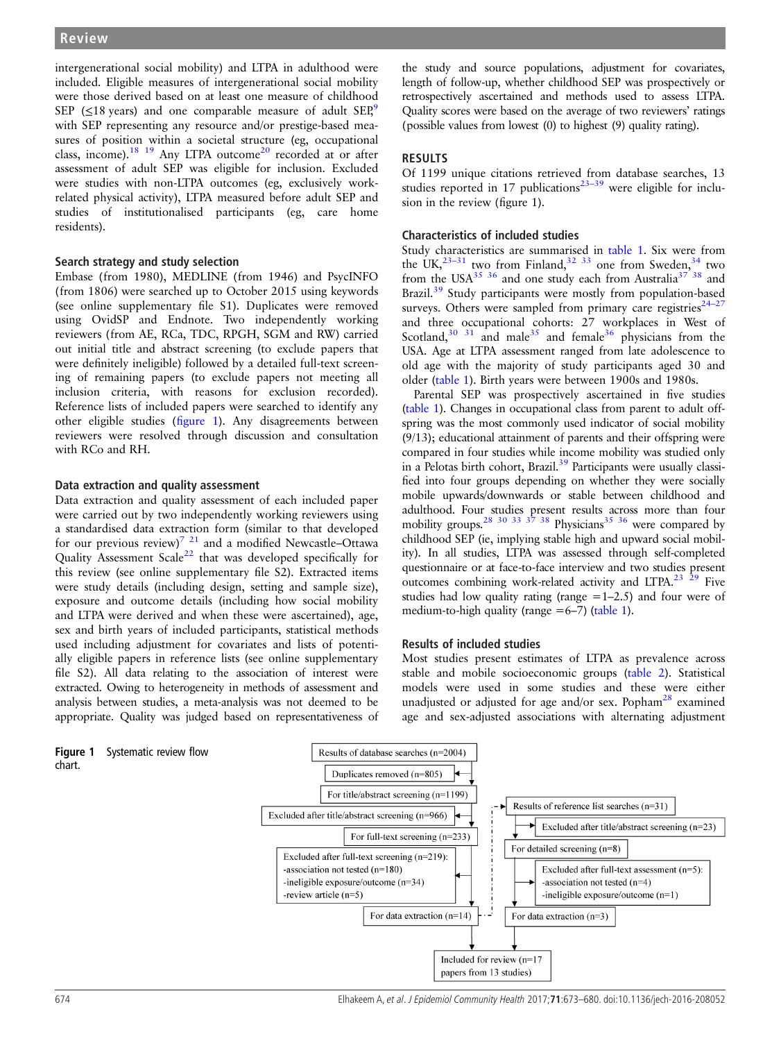intergenerational social mobility) and LTPA in adulthood were included. Eligible measures of intergenerational social mobility were those derived based on at least one measure of childhood SEP (≤18 years) and one comparable measure of adult SEP,[9] with SEP representing any resource and/or prestige-based measures of position within a societal structure (eg, occupational class, income).[18 19] Any LTPA outcome[20] recorded at or after assessment of adult SEP was eligible for inclusion. Excluded were studies with non-LTPA outcomes (eg, exclusively work-related physical activity), LTPA measured before adult SEP and studies of institutionalised participants (eg, care home residents).

### Search strategy and study selection

Embase (from 1980), MEDLINE (from 1946) and PsycINFO (from 1806) were searched up to October 2015 using keywords (see online supplementary file S1). Duplicates were removed using OvidSP and Endnote. Two independently working reviewers (from AE, RCa, TDC, RPGH, SGM and RW) carried out initial title and abstract screening (to exclude papers that were definitely ineligible) followed by a detailed full-text screening of remaining papers (to exclude papers not meeting all inclusion criteria, with reasons for exclusion recorded). Reference lists of included papers were searched to identify any other eligible studies (figure 1). Any disagreements between reviewers were resolved through discussion and consultation with RCo and RH.

### Data extraction and quality assessment

Data extraction and quality assessment of each included paper were carried out by two independently working reviewers using a standardised data extraction form (similar to that developed for our previous review)[7 21] and a modified Newcastle–Ottawa Quality Assessment Scale[22] that was developed specifically for this review (see online supplementary file S2). Extracted items were study details (including design, setting and sample size), exposure and outcome details (including how social mobility and LTPA were derived and when these were ascertained), age, sex and birth years of included participants, statistical methods used including adjustment for covariates and lists of potentially eligible papers in reference lists (see online supplementary file S2). All data relating to the association of interest were extracted. Owing to heterogeneity in methods of assessment and analysis between studies, a meta-analysis was not deemed to be appropriate. Quality was judged based on representativeness of the study and source populations, adjustment for covariates, length of follow-up, whether childhood SEP was prospectively or retrospectively ascertained and methods used to assess LTPA. Quality scores were based on the average of two reviewers' ratings (possible values from lowest (0) to highest (9) quality rating).

## RESULTS

Of 1199 unique citations retrieved from database searches, 13 studies reported in 17 publications[23–39] were eligible for inclusion in the review (figure 1).

### Characteristics of included studies

Study characteristics are summarised in table 1. Six were from the UK,[23–31] two from Finland,[32 33] one from Sweden,[34] two from the USA[35 36] and one study each from Australia[37 38] and Brazil.[39] Study participants were mostly from population-based surveys. Others were sampled from primary care registries[24–27] and three occupational cohorts: 27 workplaces in West of Scotland,[30 31] and male[35] and female[36] physicians from the USA. Age at LTPA assessment ranged from late adolescence to old age with the majority of study participants aged 30 and older (table 1). Birth years were between 1900s and 1980s.

Parental SEP was prospectively ascertained in five studies (table 1). Changes in occupational class from parent to adult offspring was the most commonly used indicator of social mobility (9/13); educational attainment of parents and their offspring were compared in four studies while income mobility was studied only in a Pelotas birth cohort, Brazil.[39] Participants were usually classified into four groups depending on whether they were socially mobile upwards/downwards or stable between childhood and adulthood. Four studies present results across more than four mobility groups.[28 30 33 37 38] Physicians[35 36] were compared by childhood SEP (ie, implying stable high and upward social mobility). In all studies, LTPA was assessed through self-completed questionnaire or at face-to-face interview and two studies present outcomes combining work-related activity and LTPA.[23 29] Five studies had low quality rating (range =1–2.5) and four were of medium-to-high quality (range =6–7) (table 1).

### Results of included studies

Most studies present estimates of LTPA as prevalence across stable and mobile socioeconomic groups (table 2). Statistical models were used in some studies and these were either unadjusted or adjusted for age and/or sex. Popham[28] examined age and sex-adjusted associations with alternating adjustment

**Figure 1** Systematic review flow chart.

- Results of database searches (n=2004)
- Duplicates removed (n=805)
- For title/abstract screening (n=1199)
- Excluded after title/abstract screening (n=966)
- For full-text screening (n=233)
- Excluded after full-text screening (n=219):
  - association not tested (n=180)
  - ineligible exposure/outcome (n=34)
  - review article (n=5)
- For data extraction (n=14)
- Results of reference list searches (n=31)
- Excluded after title/abstract screening (n=23)
- For detailed screening (n=8)
- Excluded after full-text assessment (n=5):
  - association not tested (n=4)
  - ineligible exposure/outcome (n=1)
- For data extraction (n=3)
- Included for review (n=17 papers from 13 studies)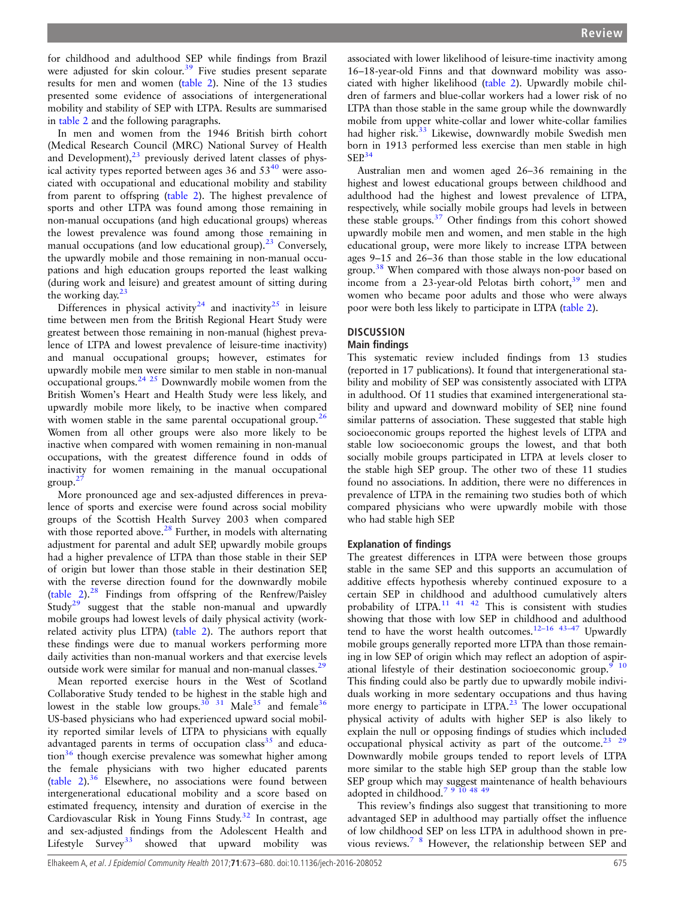for childhood and adulthood SEP while findings from Brazil were adjusted for skin colour.[39] Five studies present separate results for men and women (table 2). Nine of the 13 studies presented some evidence of associations of intergenerational mobility and stability of SEP with LTPA. Results are summarised in table 2 and the following paragraphs.

In men and women from the 1946 British birth cohort (Medical Research Council (MRC) National Survey of Health and Development),[23] previously derived latent classes of physical activity types reported between ages 36 and 53[40] were associated with occupational and educational mobility and stability from parent to offspring (table 2). The highest prevalence of sports and other LTPA was found among those remaining in non-manual occupations (and high educational groups) whereas the lowest prevalence was found among those remaining in manual occupations (and low educational group).[23] Conversely, the upwardly mobile and those remaining in non-manual occupations and high education groups reported the least walking (during work and leisure) and greatest amount of sitting during the working day.[23]

Differences in physical activity[24] and inactivity[25] in leisure time between men from the British Regional Heart Study were greatest between those remaining in non-manual (highest prevalence of LTPA and lowest prevalence of leisure-time inactivity) and manual occupational groups; however, estimates for upwardly mobile men were similar to men stable in non-manual occupational groups.[24 25] Downwardly mobile women from the British Women's Heart and Health Study were less likely, and upwardly mobile more likely, to be inactive when compared with women stable in the same parental occupational group.[26] Women from all other groups were also more likely to be inactive when compared with women remaining in non-manual occupations, with the greatest difference found in odds of inactivity for women remaining in the manual occupational group.[27]

More pronounced age and sex-adjusted differences in prevalence of sports and exercise were found across social mobility groups of the Scottish Health Survey 2003 when compared with those reported above.[28] Further, in models with alternating adjustment for parental and adult SEP, upwardly mobile groups had a higher prevalence of LTPA than those stable in their SEP of origin but lower than those stable in their destination SEP, with the reverse direction found for the downwardly mobile (table 2).[28] Findings from offspring of the Renfrew/Paisley Study[29] suggest that the stable non-manual and upwardly mobile groups had lowest levels of daily physical activity (work-related activity plus LTPA) (table 2). The authors report that these findings were due to manual workers performing more daily activities than non-manual workers and that exercise levels outside work were similar for manual and non-manual classes.[29]

Mean reported exercise hours in the West of Scotland Collaborative Study tended to be highest in the stable high and lowest in the stable low groups.[30 31] Male[35] and female[36] US-based physicians who had experienced upward social mobility reported similar levels of LTPA to physicians with equally advantaged parents in terms of occupation class[35] and education[36] though exercise prevalence was somewhat higher among the female physicians with two higher educated parents (table 2).[36] Elsewhere, no associations were found between intergenerational educational mobility and a score based on estimated frequency, intensity and duration of exercise in the Cardiovascular Risk in Young Finns Study.[32] In contrast, age and sex-adjusted findings from the Adolescent Health and Lifestyle Survey[33] showed that upward mobility was associated with lower likelihood of leisure-time inactivity among 16–18-year-old Finns and that downward mobility was associated with higher likelihood (table 2). Upwardly mobile children of farmers and blue-collar workers had a lower risk of no LTPA than those stable in the same group while the downwardly mobile from upper white-collar and lower white-collar families had higher risk.[33] Likewise, downwardly mobile Swedish men born in 1913 performed less exercise than men stable in high SEP.[34]

Australian men and women aged 26–36 remaining in the highest and lowest educational groups between childhood and adulthood had the highest and lowest prevalence of LTPA, respectively, while socially mobile groups had levels in between these stable groups.[37] Other findings from this cohort showed upwardly mobile men and women, and men stable in the high educational group, were more likely to increase LTPA between ages 9–15 and 26–36 than those stable in the low educational group.[38] When compared with those always non-poor based on income from a 23-year-old Pelotas birth cohort,[39] men and women who became poor adults and those who were always poor were both less likely to participate in LTPA (table 2).

## DISCUSSION

### Main findings

This systematic review included findings from 13 studies (reported in 17 publications). It found that intergenerational stability and mobility of SEP was consistently associated with LTPA in adulthood. Of 11 studies that examined intergenerational stability and upward and downward mobility of SEP, nine found similar patterns of association. These suggested that stable high socioeconomic groups reported the highest levels of LTPA and stable low socioeconomic groups the lowest, and that both socially mobile groups participated in LTPA at levels closer to the stable high SEP group. The other two of these 11 studies found no associations. In addition, there were no differences in prevalence of LTPA in the remaining two studies both of which compared physicians who were upwardly mobile with those who had stable high SEP.

### Explanation of findings

The greatest differences in LTPA were between those groups stable in the same SEP and this supports an accumulation of additive effects hypothesis whereby continued exposure to a certain SEP in childhood and adulthood cumulatively alters probability of LTPA.[11 41 42] This is consistent with studies showing that those with low SEP in childhood and adulthood tend to have the worst health outcomes.[12–16 43–47] Upwardly mobile groups generally reported more LTPA than those remaining in low SEP of origin which may reflect an adoption of aspirational lifestyle of their destination socioeconomic group.[9 10] This finding could also be partly due to upwardly mobile individuals working in more sedentary occupations and thus having more energy to participate in LTPA.[23] The lower occupational physical activity of adults with higher SEP is also likely to explain the null or opposing findings of studies which included occupational physical activity as part of the outcome.[23 29] Downwardly mobile groups tended to report levels of LTPA more similar to the stable high SEP group than the stable low SEP group which may suggest maintenance of health behaviours adopted in childhood.[7 9 10 48 49]

This review's findings also suggest that transitioning to more advantaged SEP in adulthood may partially offset the influence of low childhood SEP on less LTPA in adulthood shown in previous reviews.[7 8] However, the relationship between SEP and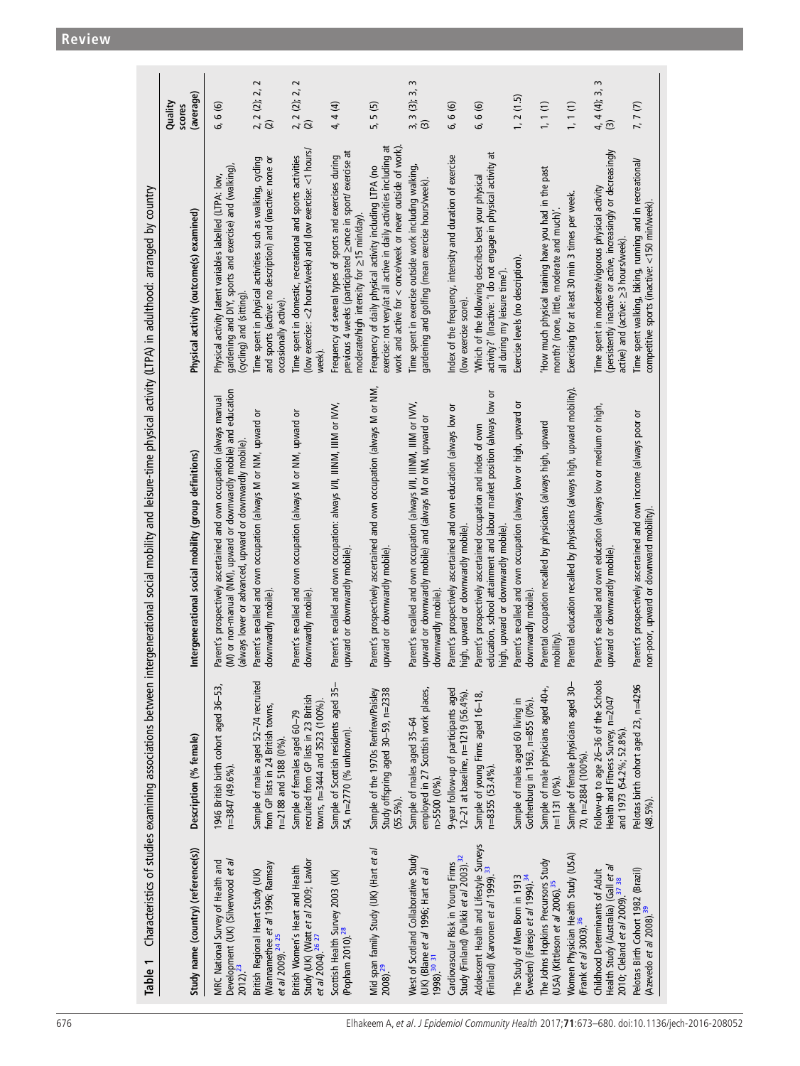**Table 1** Characteristics of studies examining associations between intergenerational social mobility and leisure-time physical activity (LTPA) in adulthood: arranged by country

| Study name (country) (reference(s)) | Description (% female) | Intergenerational social mobility (group definitions) | Physical activity (outcome(s) examined) | Quality scores (average) |
|---|---|---|---|---|
| MRC National Survey of Health and Development (UK) (Silverwood *et al* 2012).[23] | 1946 British birth cohort aged 36–53, n=3847 (49.6%). | Parent's prospectively ascertained and own occupation (always manual (M) or non-manual (NM), upward or downwardly mobile) and education (always lower or advanced, upward or downwardly mobile). | Physical activity latent variables labelled (LTPA: low, gardening and DIY, sports and exercise) and (walking), (cycling) and (sitting). | 6, 6 (6) |
| British Regional Heart Study (UK) (Wannamethee *et al* 1996; Ramsay *et al* 2009).[24 25] | Sample of males aged 52–74 recruited from GP lists in 24 British towns, n=2188 and 5188 (0%). | Parent's recalled and own occupation (always M or NM, upward or downwardly mobile). | Time spent in physical activities such as walking, cycling and sports (active: no description) and (inactive: none or occasionally active). | 2, 2 (2); 2, 2 (2) |
| British Women's Heart and Health Study (UK) (Watt *et al* 2009; Lawlor *et al* 2004).[26 27] | Sample of females aged 60–79 recruited from GP lists in 23 British towns, n=3444 and 3523 (100%). | Parent's recalled and own occupation (always M or NM, upward or downwardly mobile). | Time spent in domestic, recreational and sports activities (low exercise: <2 hours/week) and (low exercise: <1 hours/week). | 2, 2 (2); 2, 2 (2) |
| Scottish Health Survey 2003 (UK) (Popham 2010).[28] | Sample of Scottish residents aged 35–54, n=2770 (% unknown). | Parent's recalled and own occupation: always I/II, IIINM, IIIM or IV/V, upward or downwardly mobile). | Frequency of several types of sports and exercises during previous 4 weeks (participated ≥once in sport/ exercise at moderate/high intensity for ≥15 min/day). | 4, 4 (4) |
| Mid span family Study (UK) (Hart *et al* 2008).[29] | Sample of the 1970s Renfrew/Paisley Study offspring aged 30–59, n=2338 (55.5%). | Parent's prospectively ascertained and own occupation (always M or NM, upward or downwardly mobile). | Frequency of daily physical activity including LTPA (no exercise: not very/at all active in daily activities including at work and active for < once/week or never outside of work). | 5, 5 (5) |
| West of Scotland Collaborative Study (UK) (Blane *et al* 1996; Hart *et al* 1998).[30 31] | Sample of males aged 35–64 employed in 27 Scottish work places, n>5500 (0%). | Parent's recalled and own occupation (always I/II, IIINM, IIIM or IV/V, upward or downwardly mobile) and (always M or NM, upward or downwardly mobile). | Time spent in exercise outside work including walking, gardening and golfing (mean exercise hours/week). | 3, 3 (3); 3, 3 (3) |
| Cardiovascular Risk in Young Finns Study (Finland) (Pulkki *et al* 2003).[32] | 9-year follow-up of participants aged 12–21 at baseline, n=1219 (56.4%). | Parent's prospectively ascertained and own education (always low or high, upward or downwardly mobile). | Index of the frequency, intensity and duration of exercise (low exercise score). | 6, 6 (6) |
| Adolescent Health and Lifestyle Surveys (Finland) (Karvonen *et al* 1999).[33] | Sample of young Finns aged 16–18, n=8355 (53.4%). | Parent's prospectively ascertained occupation and index of own education, school attainment and labour market position (always low or high, upward or downwardly mobile). | 'Which of the following describes best your physical activity?' (Inactive: 'I do not engage in physical activity at all during my leisure time'). | 6, 6 (6) |
| The Study of Men Born in 1913 (Sweden) (Faresjo *et al* 1994).[34] | Sample of males aged 60 living in Gothenburg in 1963, n=855 (0%). | Parent's recalled and own occupation (always low or high, upward or downwardly mobile). | Exercise levels (no description). | 1, 2 (1.5) |
| The Johns Hopkins Precursors Study (USA) (Kittleson *et al* 2006).[35] | Sample of male physicians aged 40+, n=1131 (0%). | Parental occupation recalled by physicians (always high, upward mobility). | 'How much physical training have you had in the past month? (none, little, moderate and much)'. | 1, 1 (1) |
| Women Physician Health Study (USA) (Frank *et al* 2003).[36] | Sample of female physicians aged 30–70, n=2884 (100%). | Parental education recalled by physicians (always high, upward mobility). | Exercising for at least 30 min 3 times per week. | 1, 1 (1) |
| Childhood Determinants of Adult Health Study (Australia) (Gall *et al* 2010; Cleland *et al* 2009).[37 38] | Follow-up to age 26–36 of the Schools Health and Fitness Survey, n=2047 and 1973 (54.2%; 52.8%). | Parent's recalled and own education (always low or medium or high, upward or downwardly mobile). | Time spent in moderate/vigorous physical activity (persistently inactive or active, increasingly or decreasingly active) and (active: ≥3 hours/week). | 4, 4 (4); 3, 3 (3) |
| Pelotas Birth Cohort 1982 (Brazil) (Azevedo *et al* 2008).[39] | Pelotas birth cohort aged 23, n=4296 (48.5%). | Parent's prospectively ascertained and own income (always poor or non-poor, upward or downward mobility). | Time spent walking, biking, running and in recreational/ competitive sports (inactive: <150 min/week). | 7, 7 (7) |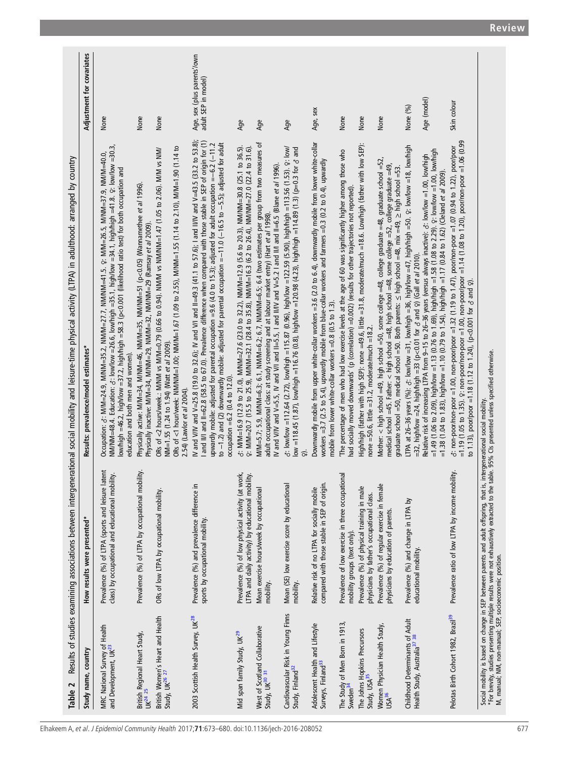**Table 2** Results of studies examining associations between intergenerational social mobility and leisure-time physical activity (LTPA) in adulthood: arranged by country

| Study name, country | How results were presented* | Results: prevalence/model estimates* | Adjustment for covariates |
|---|---|---|---|
| MRC National Survey of Health and Development, UK[23] | Prevalence (%) of LTPA (sports and leisure latent class) by occupational and educational mobility. | Occupation: ♂: M/M=24.9, M/NM=35.2, NM/M=27.7, NM/NM=41.5. ♀: M/M=26.5, M/NM=37.9, NM/M=40.0, NM/NM=48.4. Education: ♂: low/low =26.6, low/high =35.1, high/low =34.1, high/high =41.8. ♀: low/low =30.3, low/high =46.2, high/low =37.2, high/high =58.3 (p<0.001 (likelihood ratio test) for both occupation and education and both men and women). | None |
| British Regional Heart Study, UK[24 25] | Prevalence (%) of LTPA by occupational mobility. | Physically active: M/M=34, M/NM=46, NM/M=35, NM/NM=51 (p<0.05) (Wannamethee *et al* 1996). Physically inactive: M/M=34, M/NM=29, NM/M=32, NM/NM=29 (Ramsay *et al* 2009). | None |
| British Women's Heart and Health Study, UK[26 27] | ORs of low LTPA by occupational mobility. | ORs of <2 hours/week.: M/NM vs M/M=0.79 (0.66 to 0.94). NM/M vs NM/NM=1.47 (1.05 to 2.06). M/M vs NM/NM=1.55 (1.24 to 1.94) (Watt *et al* 2009).<br>ORs of <1 hour/week: NM/NM=1.00; NM/M=1.67 (1.09 to 2.55), M/NM=1.55 (1.14 to 2.10), M/M=1.90 (1.14 to 2.54) (Lawlor *et al* 2004). | None |
| 2003 Scottish Health Survey, UK[28] | Prevalence (%) and prevalence difference in sports by occupational mobility. | IV and V/IV and V=25.8 (19.0 to 32.6); IV and V/I and II=49.3 (41.1 to 57.6); I and II/IV and V=43.5 (33.2 to 53.8); I and II/I and II=62.8 (58.5 to 67.0). Prevalence difference when compared with those stable in SEP of origin for (1) upwardly mobile: adjusted for parental occupation =9.6 (4.0 to 15.3); adjusted for adult occupation =−6.2 (−11.2 to −1.2) and (2) downwardly mobile: adjusted for parental occupation =−11.0 (−16.5 to −5.5); adjusted for adult occupation =6.2 (0.4 to 12.0). | Age, sex (plus parents'/own adult SEP in model) |
| Mid span family Study, UK[29] | Prevalence (%) of low physical activity (at work, LTPA and daily activity) by educational mobility. | ♂: M/M=16.9 (12.9 to 21.0), M/NM=27.6 (23.0 to 32.2), NM/M=12.9 (5.6 to 20.3), NM/NM=30.8 (25.1 to 36.5). ♀: M/M=20.7 (15.5 to 25.9), M/NM=32.1 (28.4 to 35.8), NM/M=16.3 (6.2 to 26.4), NM/NM=27.0 (22.4 to 31.6). | Age |
| West of Scotland Collaborative Study, UK[30 31] | Mean exercise hours/week by occupational mobility. | M/M=5.7; 5.9, M/NM=6.3; 6.1, NM/M=6.2; 6.7, NM/NM=6.5; 6.4 (two estimates per group from two measures of adult occupational class: at study screening and at labour market entry) (Hart *et al* 1998).<br>IV and V/IV and V=5.5, IV and V/I and II=5.5, I and II/IV and V=5.2 I and II/I and II=6.5 (Blane *et al* 1996). | Age |
| Cardiovascular Risk in Young Finns Study, Finland[32] | Mean (SE) low exercise score by educational mobility. | ♂: low/low =112.64 (2.72), low/high =115.87 (0.96), high/low =122.59 (5.90), high/high =113.56 (1.53). ♀: low/low =118.45 (1.87), low/high =116.76 (0.8), high/low =120.98 (4.23), high/high =114.89 (1.3) (p=0.3 for ♂ and ♀). | Age |
| Adolescent Health and Lifestyle Surveys, Finland[33] | Relative risk of no LTPA for socially mobile compared with those stable in SEP of origin. | Downwardly mobile from upper white-collar workers =3.6 (2.0 to 6.4), downwardly mobile from lower white-collar workers =3.7 (2.5 to 5.4), upwardly mobile from blue-collar workers and farmers =0.3 (0.2 to 0.4), upwardly mobile from lower white-collar workers =0.8 (0.5 to 1.3). | Age, sex |
| The Study of Men Born in 1913, Sweden[34] | Prevalence of low exercise in three occupational mobility groups (text only). | The percentage of men who had low exercise levels at the age of 60 was significantly higher among those who had socially moved downwards' (p (correlation) =0.002) (results for other trajectories not reported). | None |
| The Johns Hopkins Precursors Study, USA[35] | Prevalence (%) of physical training in male physicians by father's occupational class. | High/high (father with high SEP): none =49.6, little =31.8, moderate/much =18.6. Low/high (father with low SEP): none =50.6, little =31.2, moderate/much =18.2. | None |
| Women Physician Health Study, USA[36] | Prevalence (%) of regular exercise in female physicians by education of parents. | Mother: < high school =49, high school =50, some college =48, college graduate =48, graduate school =52, medical school =45. Father: < high school =48, high school =48, some college =52, college graduate =49, graduate school =50, medical school =50. Both parents: ≤ high school =48, mix =49, ≥ high school =53. | None |
| Childhood Determinants of Adult Health Study, Australia[37 38] | Prevalence (%) and change in LTPA by educational mobility. | LTPA at 26–36 years (%): ♂: low/low =31, low/high =36, high/low =47, high/high =50. ♀: low/low =18, low/high =32, high/low =24, high/high =33 (p<0.01 for ♂ and ♀) (Gall *et al* 2010).<br>Relative risk of increasing LTPA from 9–15 to 26–36 years (versus always inactive): ♂: low/low =1.00, low/high =1.49 (1.06 to 2.09), high/low =1.13 (0.76 to 1.69), high/high =1.58 (1.08 to 2.29). ♀: low/low =1.00, low/high =1.38 (1.04 to 1.83), high/low =1.10 (0.79 to 1.54), high/high =1.17 (0.84 to 1.62) (Cleland *et al* 2009). | None (%)<br><br>Age (model) |
| Pelotas Birth Cohort 1982, Brazil[39] | Prevalence ratio of low LTPA by income mobility. | ♂: non-poor/non-poor =1.00, non-poor/poor =1.32 (1.19 to 1.47), poor/non-poor =1.07 (0.94 to 1.22), poor/poor =1.19 (1.05 to 1.35). ♀: non-poor/non-poor =1.00, non-poor/poor =1.14 (1.08 to 1.20), poor/non-poor =1.06 (0.99 to 1.13), poor/poor =1.18 (1.12 to 1.24), (p<0.001 for ♂ and ♀). | Skin colour |

Social mobility is based on change in SEP between parents and adult offspring, that is, intergenerational social mobility.
*For brevity, studies presenting multiple results were not exhaustively extracted to the table. 95% CIs presented unless specified otherwise.
M, manual; NM, non-manual; SEP, socioeconomic position.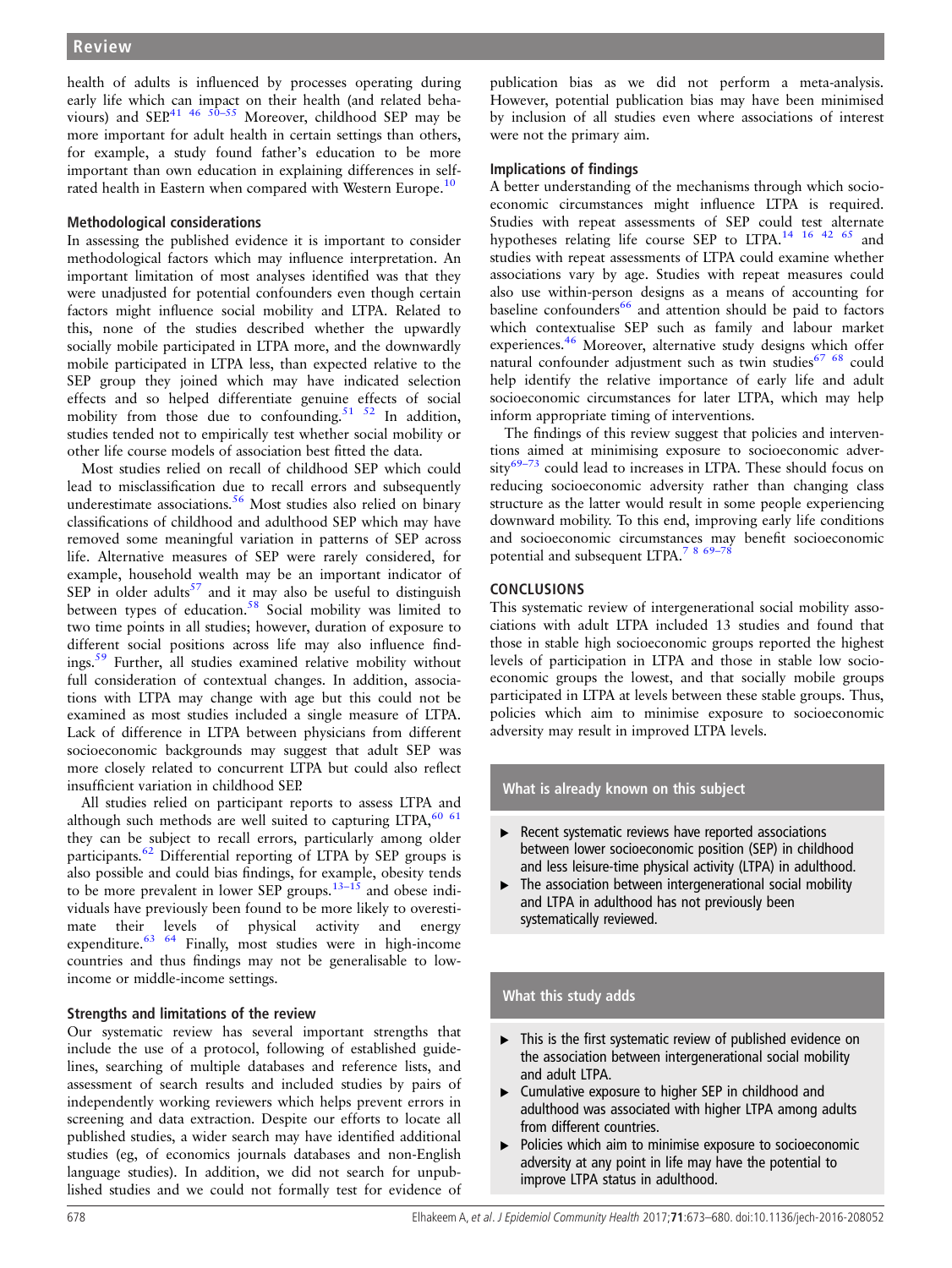health of adults is influenced by processes operating during early life which can impact on their health (and related behaviours) and SEP.[41 46 50–55] Moreover, childhood SEP may be more important for adult health in certain settings than others, for example, a study found father's education to be more important than own education in explaining differences in self-rated health in Eastern when compared with Western Europe.[10]

### Methodological considerations

In assessing the published evidence it is important to consider methodological factors which may influence interpretation. An important limitation of most analyses identified was that they were unadjusted for potential confounders even though certain factors might influence social mobility and LTPA. Related to this, none of the studies described whether the upwardly socially mobile participated in LTPA more, and the downwardly mobile participated in LTPA less, than expected relative to the SEP group they joined which may have indicated selection effects and so helped differentiate genuine effects of social mobility from those due to confounding.[51 52] In addition, studies tended not to empirically test whether social mobility or other life course models of association best fitted the data.

Most studies relied on recall of childhood SEP which could lead to misclassification due to recall errors and subsequently underestimate associations.[56] Most studies also relied on binary classifications of childhood and adulthood SEP which may have removed some meaningful variation in patterns of SEP across life. Alternative measures of SEP were rarely considered, for example, household wealth may be an important indicator of SEP in older adults[57] and it may also be useful to distinguish between types of education.[58] Social mobility was limited to two time points in all studies; however, duration of exposure to different social positions across life may also influence findings.[59] Further, all studies examined relative mobility without full consideration of contextual changes. In addition, associations with LTPA may change with age but this could not be examined as most studies included a single measure of LTPA. Lack of difference in LTPA between physicians from different socioeconomic backgrounds may suggest that adult SEP was more closely related to concurrent LTPA but could also reflect insufficient variation in childhood SEP.

All studies relied on participant reports to assess LTPA and although such methods are well suited to capturing LTPA,[60 61] they can be subject to recall errors, particularly among older participants.[62] Differential reporting of LTPA by SEP groups is also possible and could bias findings, for example, obesity tends to be more prevalent in lower SEP groups.[13–15] and obese individuals have previously been found to be more likely to overestimate their levels of physical activity and energy expenditure.[63 64] Finally, most studies were in high-income countries and thus findings may not be generalisable to low-income or middle-income settings.

### Strengths and limitations of the review

Our systematic review has several important strengths that include the use of a protocol, following of established guidelines, searching of multiple databases and reference lists, and assessment of search results and included studies by pairs of independently working reviewers which helps prevent errors in screening and data extraction. Despite our efforts to locate all published studies, a wider search may have identified additional studies (eg, of economics journals databases and non-English language studies). In addition, we did not search for unpublished studies and we could not formally test for evidence of publication bias as we did not perform a meta-analysis. However, potential publication bias may have been minimised by inclusion of all studies even where associations of interest were not the primary aim.

### Implications of findings

A better understanding of the mechanisms through which socioeconomic circumstances might influence LTPA is required. Studies with repeat assessments of SEP could test alternate hypotheses relating life course SEP to LTPA.[14 16 42 65] and studies with repeat assessments of LTPA could examine whether associations vary by age. Studies with repeat measures could also use within-person designs as a means of accounting for baseline confounders[66] and attention should be paid to factors which contextualise SEP such as family and labour market experiences.[46] Moreover, alternative study designs which offer natural confounder adjustment such as twin studies[67 68] could help identify the relative importance of early life and adult socioeconomic circumstances for later LTPA, which may help inform appropriate timing of interventions.

The findings of this review suggest that policies and interventions aimed at minimising exposure to socioeconomic adversity[69–73] could lead to increases in LTPA. These should focus on reducing socioeconomic adversity rather than changing class structure as the latter would result in some people experiencing downward mobility. To this end, improving early life conditions and socioeconomic circumstances may benefit socioeconomic potential and subsequent LTPA.[7 8 69–78]

## CONCLUSIONS

This systematic review of intergenerational social mobility associations with adult LTPA included 13 studies and found that those in stable high socioeconomic groups reported the highest levels of participation in LTPA and those in stable low socioeconomic groups the lowest, and that socially mobile groups participated in LTPA at levels between these stable groups. Thus, policies which aim to minimise exposure to socioeconomic adversity may result in improved LTPA levels.

### What is already known on this subject

- Recent systematic reviews have reported associations between lower socioeconomic position (SEP) in childhood and less leisure-time physical activity (LTPA) in adulthood.
- The association between intergenerational social mobility and LTPA in adulthood has not previously been systematically reviewed.

### What this study adds

- This is the first systematic review of published evidence on the association between intergenerational social mobility and adult LTPA.
- Cumulative exposure to higher SEP in childhood and adulthood was associated with higher LTPA among adults from different countries.
- Policies which aim to minimise exposure to socioeconomic adversity at any point in life may have the potential to improve LTPA status in adulthood.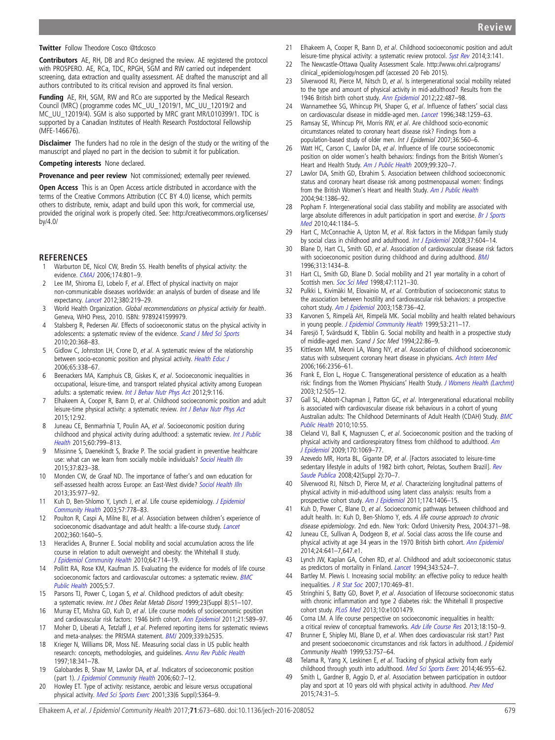**Twitter** Follow Theodore Cosco @tdcosco

**Contributors** AE, RH, DB and RCo designed the review. AE registered the protocol with PROSPERO. AE, RCa, TDC, RPGH, SGM and RW carried out independent screening, data extraction and quality assessment. AE drafted the manuscript and all authors contributed to its critical revision and approved its final version.

**Funding** AE, RH, SGM, RW and RCo are supported by the Medical Research Council (MRC) (programme codes MC_UU_12019/1, MC_UU_12019/2 and MC_UU_12019/4). SGM is also supported by MRC grant MR/L010399/1. TDC is supported by a Canadian Institutes of Health Research Postdoctoral Fellowship (MFE-146676).

**Disclaimer** The funders had no role in the design of the study or the writing of the manuscript and played no part in the decision to submit it for publication.

**Competing interests** None declared.

**Provenance and peer review** Not commissioned; externally peer reviewed.

**Open Access** This is an Open Access article distributed in accordance with the terms of the Creative Commons Attribution (CC BY 4.0) license, which permits others to distribute, remix, adapt and build upon this work, for commercial use, provided the original work is properly cited. See: http://creativecommons.org/licenses/by/4.0/

## REFERENCES

1. Warburton DE, Nicol CW, Bredin SS. Health benefits of physical activity: the evidence. *CMAJ* 2006;174:801–9.
2. Lee IM, Shiroma EJ, Lobelo F, *et al*. Effect of physical inactivity on major non-communicable diseases worldwide: an analysis of burden of disease and life expectancy. *Lancet* 2012;380:219–29.
3. World Health Organization. *Global recommendations on physical activity for health*. Geneva, WHO Press, 2010. ISBN: 9789241599979.
4. Stalsberg R, Pedersen AV. Effects of socioeconomic status on the physical activity in adolescents: a systematic review of the evidence. *Scand J Med Sci Sports* 2010;20:368–83.
5. Gidlow C, Johnston LH, Crone D, *et al*. A systematic review of the relationship between socio-economic position and physical activity. *Health Educ J* 2006;65:338–67.
6. Beenackers MA, Kamphuis CB, Giskes K, *et al*. Socioeconomic inequalities in occupational, leisure-time, and transport related physical activity among European adults: a systematic review. *Int J Behav Nutr Phys Act* 2012;9:116.
7. Elhakeem A, Cooper R, Bann D, *et al*. Childhood socioeconomic position and adult leisure-time physical activity: a systematic review. *Int J Behav Nutr Phys Act* 2015;12:92.
8. Juneau CE, Benmarhnia T, Poulin AA, *et al*. Socioeconomic position during childhood and physical activity during adulthood: a systematic review. *Int J Public Health* 2015;60:799–813.
9. Missinne S, Daenekindt S, Bracke P. The social gradient in preventive healthcare use: what can we learn from socially mobile individuals? *Sociol Health Illn* 2015;37:823–38.
10. Monden CW, de Graaf ND. The importance of father's and own education for self-assessed health across Europe: an East-West divide? *Sociol Health Illn* 2013;35:977–92.
11. Kuh D, Ben-Shlomo Y, Lynch J, *et al*. Life course epidemiology. *J Epidemiol Community Health* 2003;57:778–83.
12. Poulton R, Caspi A, Milne BJ, *et al*. Association between children's experience of socioeconomic disadvantage and adult health: a life-course study. *Lancet* 2002;360:1640–5.
13. Heraclides A, Brunner E. Social mobility and social accumulation across the life course in relation to adult overweight and obesity: the Whitehall II study. *J Epidemiol Community Health* 2010;64:714–19.
14. Pollitt RA, Rose KM, Kaufman JS. Evaluating the evidence for models of life course socioeconomic factors and cardiovascular outcomes: a systematic review. *BMC Public Health* 2005;5:7.
15. Parsons TJ, Power C, Logan S, *et al*. Childhood predictors of adult obesity: a systematic review. Int J Obes Relat Metab Disord 1999;23(Suppl 8):S1–107.
16. Murray ET, Mishra GD, Kuh D, *et al*. Life course models of socioeconomic position and cardiovascular risk factors: 1946 birth cohort. *Ann Epidemiol* 2011;21:589–97.
17. Moher D, Liberati A, Tetzlaff J, *et al*. Preferred reporting items for systematic reviews and meta-analyses: the PRISMA statement. *BMJ* 2009;339:b2535.
18. Krieger N, Williams DR, Moss NE. Measuring social class in US public health research: concepts, methodologies, and guidelines. *Annu Rev Public Health* 1997;18:341–78.
19. Galobardes B, Shaw M, Lawlor DA, *et al*. Indicators of socioeconomic position (part 1). *J Epidemiol Community Health* 2006;60:7–12.
20. Howley ET. Type of activity: resistance, aerobic and leisure versus occupational physical activity. *Med Sci Sports Exerc* 2001;33(6 Suppl):S364–9.
21. Elhakeem A, Cooper R, Bann D, *et al*. Childhood socioeconomic position and adult leisure-time physical activity: a systematic review protocol. *Syst Rev* 2014;3:141.
22. The Newcastle-Ottawa Quality Assessment Scale. http://www.ohri.ca/programs/clinical_epidemiology/nosgen.pdf (accessed 20 Feb 2015).
23. Silverwood RJ, Pierce M, Nitsch D, *et al*. Is intergenerational social mobility related to the type and amount of physical activity in mid-adulthood? Results from the 1946 British birth cohort study. *Ann Epidemiol* 2012;22:487–98.
24. Wannamethee SG, Whincup PH, Shaper G, *et al*. Influence of fathers' social class on cardiovascular disease in middle-aged men. *Lancet* 1996;348:1259–63.
25. Ramsay SE, Whincup PH, Morris RW, *et al*. Are childhood socio-economic circumstances related to coronary heart disease risk? Findings from a population-based study of older men. Int J Epidemiol 2007;36:560–6.
26. Watt HC, Carson C, Lawlor DA, *et al*. Influence of life course socioeconomic position on older women's health behaviors: findings from the British Women's Heart and Health Study. *Am J Public Health* 2009;99:320–7.
27. Lawlor DA, Smith GD, Ebrahim S. Association between childhood socioeconomic status and coronary heart disease risk among postmenopausal women: findings from the British Women's Heart and Health Study. *Am J Public Health* 2004;94:1386–92.
28. Popham F. Intergenerational social class stability and mobility are associated with large absolute differences in adult participation in sport and exercise. *Br J Sports Med* 2010;44:1184–5.
29. Hart C, McConnachie A, Upton M, *et al*. Risk factors in the Midspan family study by social class in childhood and adulthood. *Int J Epidemiol* 2008;37:604–14.
30. Blane D, Hart CL, Smith GD, *et al*. Association of cardiovascular disease risk factors with socioeconomic position during childhood and during adulthood. *BMJ* 1996;313:1434–8.
31. Hart CL, Smith GD, Blane D. Social mobility and 21 year mortality in a cohort of Scottish men. *Soc Sci Med* 1998;47:1121–30.
32. Pulkki L, Kivimäki M, Elovainio M, *et al*. Contribution of socioeconomic status to the association between hostility and cardiovascular risk behaviors: a prospective cohort study. *Am J Epidemiol* 2003;158:736–42.
33. Karvonen S, Rimpelä AH, Rimpelä MK. Social mobility and health related behaviours in young people. *J Epidemiol Community Health* 1999;53:211–17.
34. Faresjö T, Svärdsudd K, Tibblin G. Social mobility and health in a prospective study of middle-aged men. Scand J Soc Med 1994;22:86–9.
35. Kittleson MM, Meoni LA, Wang NY, *et al*. Association of childhood socioeconomic status with subsequent coronary heart disease in physicians. *Arch Intern Med* 2006;166:2356–61.
36. Frank E, Elon L, Hogue C. Transgenerational persistence of education as a health risk: findings from the Women Physicians' Health Study. *J Womens Health (Larchmt)* 2003;12:505–12.
37. Gall SL, Abbott-Chapman J, Patton GC, *et al*. Intergenerational educational mobility is associated with cardiovascular disease risk behaviours in a cohort of young Australian adults: The Childhood Determinants of Adult Health (CDAH) Study. *BMC Public Health* 2010;10:55.
38. Cleland VJ, Ball K, Magnussen C, *et al*. Socioeconomic position and the tracking of physical activity and cardiorespiratory fitness from childhood to adulthood. *Am J Epidemiol* 2009;170:1069–77.
39. Azevedo MR, Horta BL, Gigante DP, *et al*. [Factors associated to leisure-time sedentary lifestyle in adults of 1982 birth cohort, Pelotas, Southern Brazil]. *Rev Saude Publica* 2008;42(Suppl 2):70–7.
40. Silverwood RJ, Nitsch D, Pierce M, *et al*. Characterizing longitudinal patterns of physical activity in mid-adulthood using latent class analysis: results from a prospective cohort study. *Am J Epidemiol* 2011;174:1406–15.
41. Kuh D, Power C, Blane D, *et al*. Socioeconomic pathways between childhood and adult health. In: Kuh D, Ben-Shlomo Y, eds. *A life course approach to chronic disease epidemiology*. 2nd edn. New York: Oxford University Press, 2004:371–98.
42. Juneau CE, Sullivan A, Dodgeon B, *et al*. Social class across the life course and physical activity at age 34 years in the 1970 British birth cohort. *Ann Epidemiol* 2014;24:641–7,647.e1.
43. Lynch JW, Kaplan GA, Cohen RD, *et al*. Childhood and adult socioeconomic status as predictors of mortality in Finland. *Lancet* 1994;343:524–7.
44. Bartley M. Plewis I. Increasing social mobility: an effective policy to reduce health inequalities. *J R Stat Soc* 2007;170:469–81.
45. Stringhini S, Batty GD, Bovet P, *et al*. Association of lifecourse socioeconomic status with chronic inflammation and type 2 diabetes risk: the Whitehall II prospective cohort study. *PLoS Med* 2013;10:e1001479.
46. Corna LM. A life course perspective on socioeconomic inequalities in health: a critical review of conceptual frameworks. *Adv Life Course Res* 2013;18:150–9.
47. Brunner E, Shipley MJ, Blane D, *et al*. When does cardiovascular risk start? Past and present socioeconomic circumstances and risk factors in adulthood. J Epidemiol Community Health 1999;53:757–64.
48. Telama R, Yang X, Leskinen E, *et al*. Tracking of physical activity from early childhood through youth into adulthood. *Med Sci Sports Exerc* 2014;46:955–62.
49. Smith L, Gardner B, Aggio D, *et al*. Association between participation in outdoor play and sport at 10 years old with physical activity in adulthood. *Prev Med* 2015;74:31–5.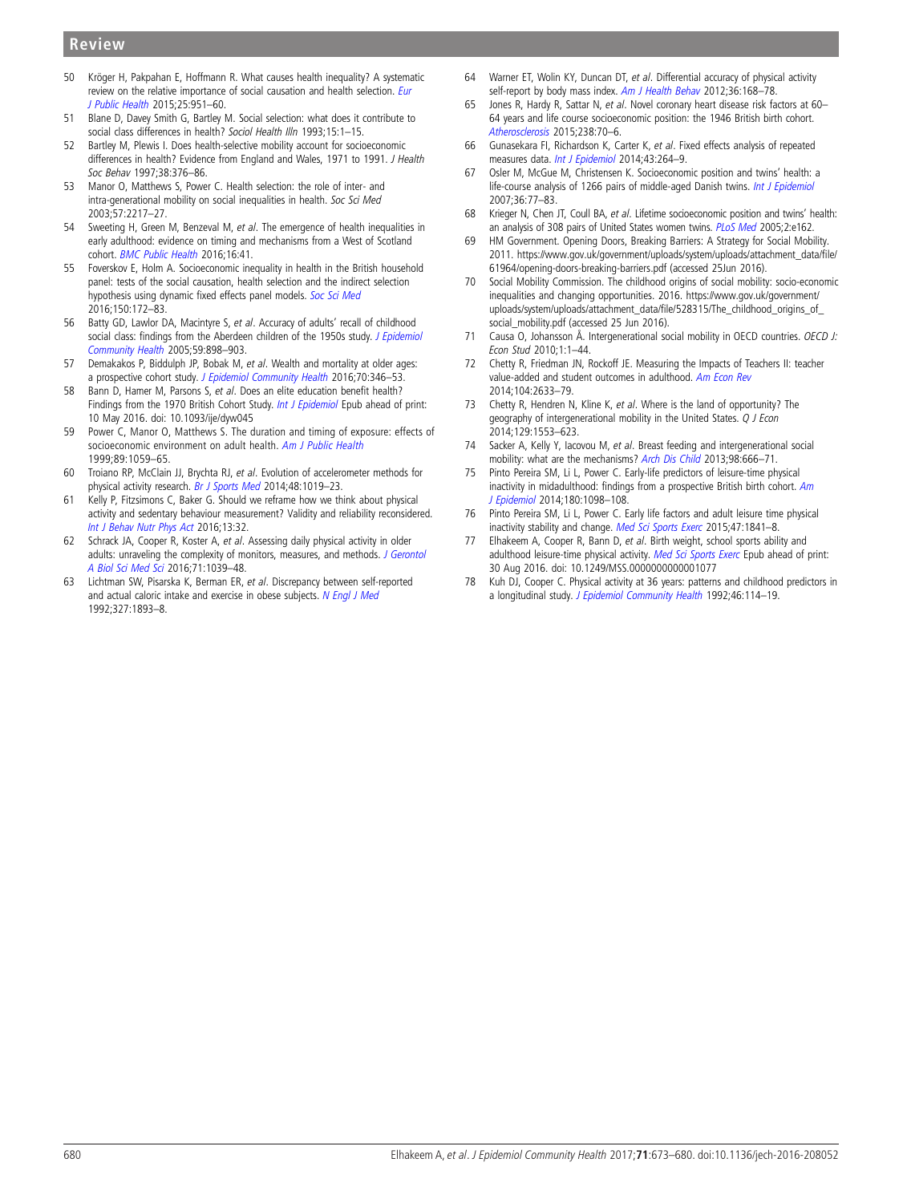50 Kröger H, Pakpahan E, Hoffmann R. What causes health inequality? A systematic review on the relative importance of social causation and health selection. *Eur J Public Health* 2015;25:951–60.

51 Blane D, Davey Smith G, Bartley M. Social selection: what does it contribute to social class differences in health? *Sociol Health Illn* 1993;15:1–15.

52 Bartley M, Plewis I. Does health-selective mobility account for socioeconomic differences in health? Evidence from England and Wales, 1971 to 1991. *J Health Soc Behav* 1997;38:376–86.

53 Manor O, Matthews S, Power C. Health selection: the role of inter- and intra-generational mobility on social inequalities in health. *Soc Sci Med* 2003;57:2217–27.

54 Sweeting H, Green M, Benzeval M, *et al*. The emergence of health inequalities in early adulthood: evidence on timing and mechanisms from a West of Scotland cohort. *BMC Public Health* 2016;16:41.

55 Foverskov E, Holm A. Socioeconomic inequality in health in the British household panel: tests of the social causation, health selection and the indirect selection hypothesis using dynamic fixed effects panel models. *Soc Sci Med* 2016;150:172–83.

56 Batty GD, Lawlor DA, Macintyre S, *et al*. Accuracy of adults' recall of childhood social class: findings from the Aberdeen children of the 1950s study. *J Epidemiol Community Health* 2005;59:898–903.

57 Demakakos P, Biddulph JP, Bobak M, *et al*. Wealth and mortality at older ages: a prospective cohort study. *J Epidemiol Community Health* 2016;70:346–53.

58 Bann D, Hamer M, Parsons S, *et al*. Does an elite education benefit health? Findings from the 1970 British Cohort Study. *Int J Epidemiol* Epub ahead of print: 10 May 2016. doi: 10.1093/ije/dyw045

59 Power C, Manor O, Matthews S. The duration and timing of exposure: effects of socioeconomic environment on adult health. *Am J Public Health* 1999;89:1059–65.

60 Troiano RP, McClain JJ, Brychta RJ, *et al*. Evolution of accelerometer methods for physical activity research. *Br J Sports Med* 2014;48:1019–23.

61 Kelly P, Fitzsimons C, Baker G. Should we reframe how we think about physical activity and sedentary behaviour measurement? Validity and reliability reconsidered. *Int J Behav Nutr Phys Act* 2016;13:32.

62 Schrack JA, Cooper R, Koster A, *et al*. Assessing daily physical activity in older adults: unraveling the complexity of monitors, measures, and methods. *J Gerontol A Biol Sci Med Sci* 2016;71:1039–48.

63 Lichtman SW, Pisarska K, Berman ER, *et al*. Discrepancy between self-reported and actual caloric intake and exercise in obese subjects. *N Engl J Med* 1992;327:1893–8.

64 Warner ET, Wolin KY, Duncan DT, *et al*. Differential accuracy of physical activity self-report by body mass index. *Am J Health Behav* 2012;36:168–78.

65 Jones R, Hardy R, Sattar N, *et al*. Novel coronary heart disease risk factors at 60–64 years and life course socioeconomic position: the 1946 British birth cohort. *Atherosclerosis* 2015;238:70–6.

66 Gunasekara FI, Richardson K, Carter K, *et al*. Fixed effects analysis of repeated measures data. *Int J Epidemiol* 2014;43:264–9.

67 Osler M, McGue M, Christensen K. Socioeconomic position and twins' health: a life-course analysis of 1266 pairs of middle-aged Danish twins. *Int J Epidemiol* 2007;36:77–83.

68 Krieger N, Chen JT, Coull BA, *et al*. Lifetime socioeconomic position and twins' health: an analysis of 308 pairs of United States women twins. *PLoS Med* 2005;2:e162.

69 HM Government. Opening Doors, Breaking Barriers: A Strategy for Social Mobility. 2011. https://www.gov.uk/government/uploads/system/uploads/attachment_data/file/61964/opening-doors-breaking-barriers.pdf (accessed 25Jun 2016).

70 Social Mobility Commission. The childhood origins of social mobility: socio-economic inequalities and changing opportunities. 2016. https://www.gov.uk/government/uploads/system/uploads/attachment_data/file/528315/The_childhood_origins_of_social_mobility.pdf (accessed 25 Jun 2016).

71 Causa O, Johansson Å. Intergenerational social mobility in OECD countries. *OECD J: Econ Stud* 2010;1:1–44.

72 Chetty R, Friedman JN, Rockoff JE. Measuring the Impacts of Teachers II: teacher value-added and student outcomes in adulthood. *Am Econ Rev* 2014;104:2633–79.

73 Chetty R, Hendren N, Kline K, *et al*. Where is the land of opportunity? The geography of intergenerational mobility in the United States. *Q J Econ* 2014;129:1553–623.

74 Sacker A, Kelly Y, Iacovou M, *et al*. Breast feeding and intergenerational social mobility: what are the mechanisms? *Arch Dis Child* 2013;98:666–71.

75 Pinto Pereira SM, Li L, Power C. Early-life predictors of leisure-time physical inactivity in midadulthood: findings from a prospective British birth cohort. *Am J Epidemiol* 2014;180:1098–108.

76 Pinto Pereira SM, Li L, Power C. Early life factors and adult leisure time physical inactivity stability and change. *Med Sci Sports Exerc* 2015;47:1841–8.

77 Elhakeem A, Cooper R, Bann D, *et al*. Birth weight, school sports ability and adulthood leisure-time physical activity. *Med Sci Sports Exerc* Epub ahead of print: 30 Aug 2016. doi: 10.1249/MSS.0000000000001077

78 Kuh DJ, Cooper C. Physical activity at 36 years: patterns and childhood predictors in a longitudinal study. *J Epidemiol Community Health* 1992;46:114–19.